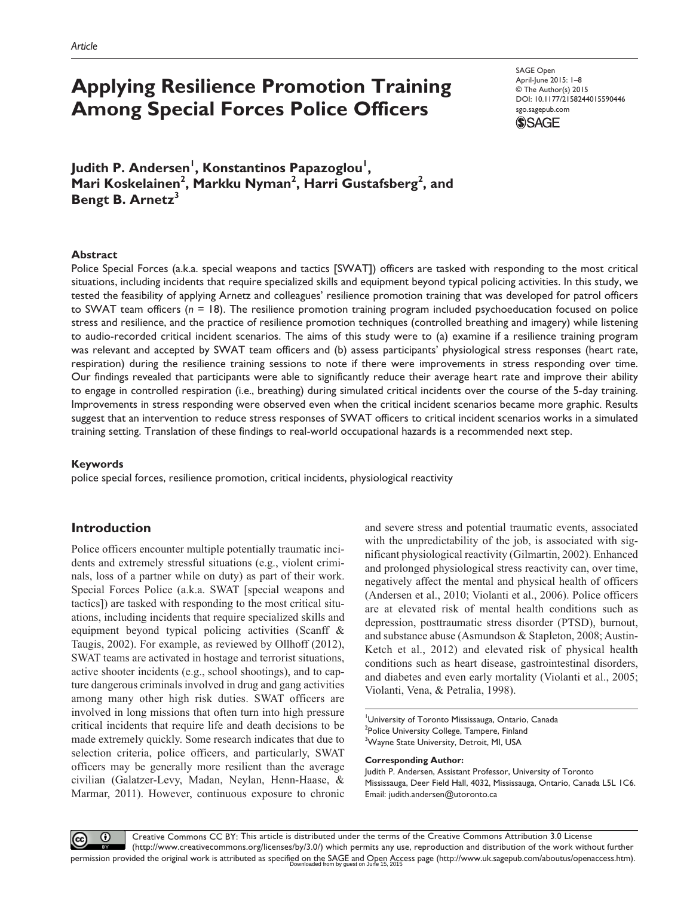Article

# Applying Resilience Promotion Training Among Special Forces Police Officers

SAGE Open
April-June 2015: 1–8
© The Author(s) 2015
DOI: 10.1177/2158244015590446
sgo.sagepub.com

**Judith P. Andersen[1], Konstantinos Papazoglou[1], Mari Koskelainen[2], Markku Nyman[2], Harri Gustafsberg[2], and Bengt B. Arnetz[3]**

## Abstract

Police Special Forces (a.k.a. special weapons and tactics [SWAT]) officers are tasked with responding to the most critical situations, including incidents that require specialized skills and equipment beyond typical policing activities. In this study, we tested the feasibility of applying Arnetz and colleagues' resilience promotion training that was developed for patrol officers to SWAT team officers (*n* = 18). The resilience promotion training program included psychoeducation focused on police stress and resilience, and the practice of resilience promotion techniques (controlled breathing and imagery) while listening to audio-recorded critical incident scenarios. The aims of this study were to (a) examine if a resilience training program was relevant and accepted by SWAT team officers and (b) assess participants' physiological stress responses (heart rate, respiration) during the resilience training sessions to note if there were improvements in stress responding over time. Our findings revealed that participants were able to significantly reduce their average heart rate and improve their ability to engage in controlled respiration (i.e., breathing) during simulated critical incidents over the course of the 5-day training. Improvements in stress responding were observed even when the critical incident scenarios became more graphic. Results suggest that an intervention to reduce stress responses of SWAT officers to critical incident scenarios works in a simulated training setting. Translation of these findings to real-world occupational hazards is a recommended next step.

### Keywords

police special forces, resilience promotion, critical incidents, physiological reactivity

## Introduction

Police officers encounter multiple potentially traumatic incidents and extremely stressful situations (e.g., violent criminals, loss of a partner while on duty) as part of their work. Special Forces Police (a.k.a. SWAT [special weapons and tactics]) are tasked with responding to the most critical situations, including incidents that require specialized skills and equipment beyond typical policing activities (Scanff & Taugis, 2002). For example, as reviewed by Ollhoff (2012), SWAT teams are activated in hostage and terrorist situations, active shooter incidents (e.g., school shootings), and to capture dangerous criminals involved in drug and gang activities among many other high risk duties. SWAT officers are involved in long missions that often turn into high pressure critical incidents that require life and death decisions to be made extremely quickly. Some research indicates that due to selection criteria, police officers, and particularly, SWAT officers may be generally more resilient than the average civilian (Galatzer-Levy, Madan, Neylan, Henn-Haase, & Marmar, 2011). However, continuous exposure to chronic and severe stress and potential traumatic events, associated with the unpredictability of the job, is associated with significant physiological reactivity (Gilmartin, 2002). Enhanced and prolonged physiological stress reactivity can, over time, negatively affect the mental and physical health of officers (Andersen et al., 2010; Violanti et al., 2006). Police officers are at elevated risk of mental health conditions such as depression, posttraumatic stress disorder (PTSD), burnout, and substance abuse (Asmundson & Stapleton, 2008; Austin-Ketch et al., 2012) and elevated risk of physical health conditions such as heart disease, gastrointestinal disorders, and diabetes and even early mortality (Violanti et al., 2005; Violanti, Vena, & Petralia, 1998).

[1]University of Toronto Mississauga, Ontario, Canada
[2]Police University College, Tampere, Finland
[3]Wayne State University, Detroit, MI, USA

**Corresponding Author:**
Judith P. Andersen, Assistant Professor, University of Toronto Mississauga, Deer Field Hall, 4032, Mississauga, Ontario, Canada L5L 1C6.
Email: judith.andersen@utoronto.ca

Creative Commons CC BY: This article is distributed under the terms of the Creative Commons Attribution 3.0 License (http://www.creativecommons.org/licenses/by/3.0/) which permits any use, reproduction and distribution of the work without further permission provided the original work is attributed as specified on the SAGE and Open Access page (http://www.uk.sagepub.com/aboutus/openaccess.htm).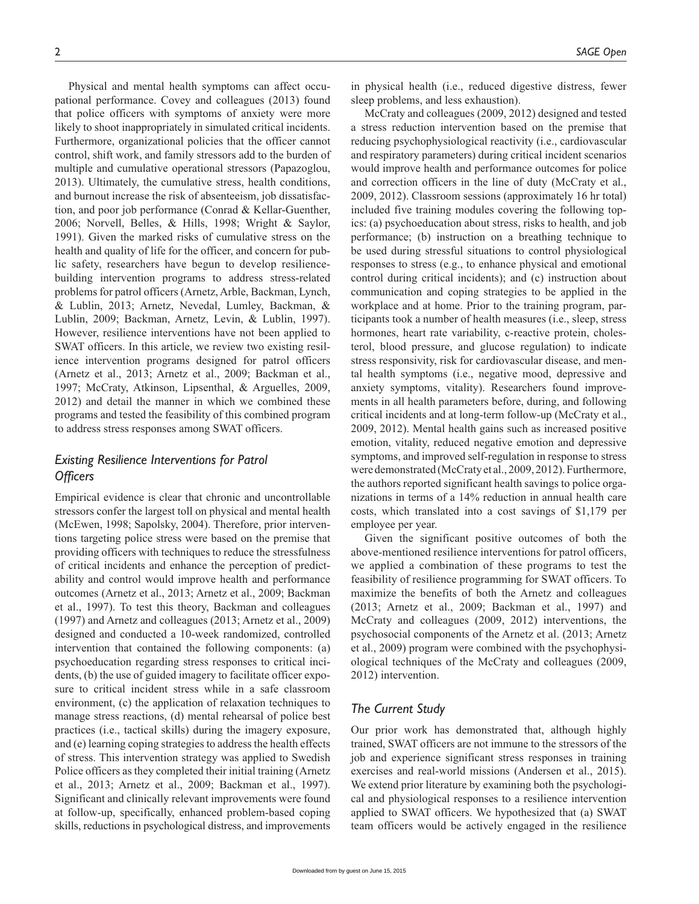Physical and mental health symptoms can affect occupational performance. Covey and colleagues (2013) found that police officers with symptoms of anxiety were more likely to shoot inappropriately in simulated critical incidents. Furthermore, organizational policies that the officer cannot control, shift work, and family stressors add to the burden of multiple and cumulative operational stressors (Papazoglou, 2013). Ultimately, the cumulative stress, health conditions, and burnout increase the risk of absenteeism, job dissatisfaction, and poor job performance (Conrad & Kellar-Guenther, 2006; Norvell, Belles, & Hills, 1998; Wright & Saylor, 1991). Given the marked risks of cumulative stress on the health and quality of life for the officer, and concern for public safety, researchers have begun to develop resilience-building intervention programs to address stress-related problems for patrol officers (Arnetz, Arble, Backman, Lynch, & Lublin, 2013; Arnetz, Nevedal, Lumley, Backman, & Lublin, 2009; Backman, Arnetz, Levin, & Lublin, 1997). However, resilience interventions have not been applied to SWAT officers. In this article, we review two existing resilience intervention programs designed for patrol officers (Arnetz et al., 2013; Arnetz et al., 2009; Backman et al., 1997; McCraty, Atkinson, Lipsenthal, & Arguelles, 2009, 2012) and detail the manner in which we combined these programs and tested the feasibility of this combined program to address stress responses among SWAT officers.

## *Existing Resilience Interventions for Patrol Officers*

Empirical evidence is clear that chronic and uncontrollable stressors confer the largest toll on physical and mental health (McEwen, 1998; Sapolsky, 2004). Therefore, prior interventions targeting police stress were based on the premise that providing officers with techniques to reduce the stressfulness of critical incidents and enhance the perception of predictability and control would improve health and performance outcomes (Arnetz et al., 2013; Arnetz et al., 2009; Backman et al., 1997). To test this theory, Backman and colleagues (1997) and Arnetz and colleagues (2013; Arnetz et al., 2009) designed and conducted a 10-week randomized, controlled intervention that contained the following components: (a) psychoeducation regarding stress responses to critical incidents, (b) the use of guided imagery to facilitate officer exposure to critical incident stress while in a safe classroom environment, (c) the application of relaxation techniques to manage stress reactions, (d) mental rehearsal of police best practices (i.e., tactical skills) during the imagery exposure, and (e) learning coping strategies to address the health effects of stress. This intervention strategy was applied to Swedish Police officers as they completed their initial training (Arnetz et al., 2013; Arnetz et al., 2009; Backman et al., 1997). Significant and clinically relevant improvements were found at follow-up, specifically, enhanced problem-based coping skills, reductions in psychological distress, and improvements in physical health (i.e., reduced digestive distress, fewer sleep problems, and less exhaustion).

McCraty and colleagues (2009, 2012) designed and tested a stress reduction intervention based on the premise that reducing psychophysiological reactivity (i.e., cardiovascular and respiratory parameters) during critical incident scenarios would improve health and performance outcomes for police and correction officers in the line of duty (McCraty et al., 2009, 2012). Classroom sessions (approximately 16 hr total) included five training modules covering the following topics: (a) psychoeducation about stress, risks to health, and job performance; (b) instruction on a breathing technique to be used during stressful situations to control physiological responses to stress (e.g., to enhance physical and emotional control during critical incidents); and (c) instruction about communication and coping strategies to be applied in the workplace and at home. Prior to the training program, participants took a number of health measures (i.e., sleep, stress hormones, heart rate variability, c-reactive protein, cholesterol, blood pressure, and glucose regulation) to indicate stress responsivity, risk for cardiovascular disease, and mental health symptoms (i.e., negative mood, depressive and anxiety symptoms, vitality). Researchers found improvements in all health parameters before, during, and following critical incidents and at long-term follow-up (McCraty et al., 2009, 2012). Mental health gains such as increased positive emotion, vitality, reduced negative emotion and depressive symptoms, and improved self-regulation in response to stress were demonstrated (McCraty et al., 2009, 2012). Furthermore, the authors reported significant health savings to police organizations in terms of a 14% reduction in annual health care costs, which translated into a cost savings of $1,179 per employee per year.

Given the significant positive outcomes of both the above-mentioned resilience interventions for patrol officers, we applied a combination of these programs to test the feasibility of resilience programming for SWAT officers. To maximize the benefits of both the Arnetz and colleagues (2013; Arnetz et al., 2009; Backman et al., 1997) and McCraty and colleagues (2009, 2012) interventions, the psychosocial components of the Arnetz et al. (2013; Arnetz et al., 2009) program were combined with the psychophysiological techniques of the McCraty and colleagues (2009, 2012) intervention.

## *The Current Study*

Our prior work has demonstrated that, although highly trained, SWAT officers are not immune to the stressors of the job and experience significant stress responses in training exercises and real-world missions (Andersen et al., 2015). We extend prior literature by examining both the psychological and physiological responses to a resilience intervention applied to SWAT officers. We hypothesized that (a) SWAT team officers would be actively engaged in the resilience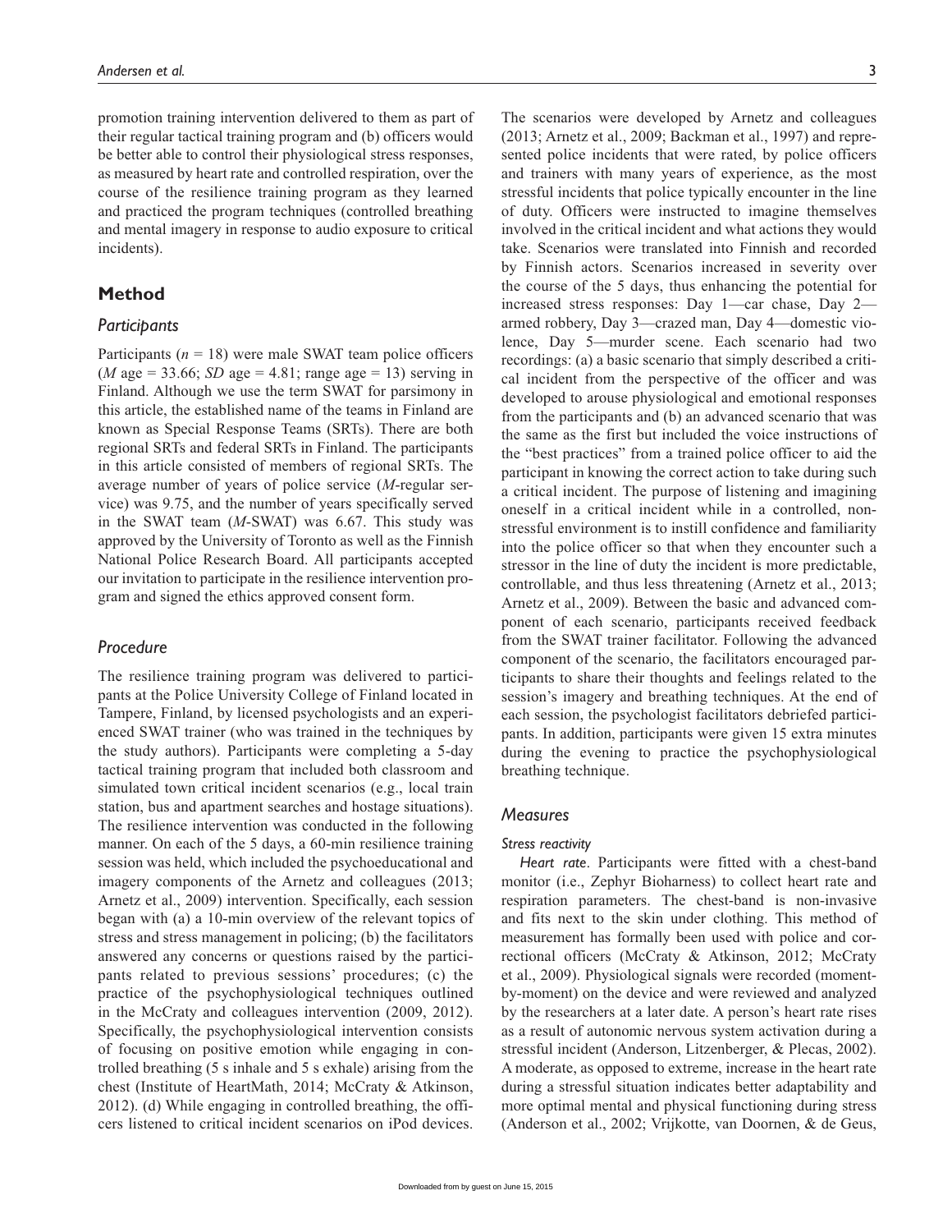promotion training intervention delivered to them as part of their regular tactical training program and (b) officers would be better able to control their physiological stress responses, as measured by heart rate and controlled respiration, over the course of the resilience training program as they learned and practiced the program techniques (controlled breathing and mental imagery in response to audio exposure to critical incidents).

## Method

### Participants

Participants ($n = 18$) were male SWAT team police officers ($M$ age = 33.66; $SD$ age = 4.81; range age = 13) serving in Finland. Although we use the term SWAT for parsimony in this article, the established name of the teams in Finland are known as Special Response Teams (SRTs). There are both regional SRTs and federal SRTs in Finland. The participants in this article consisted of members of regional SRTs. The average number of years of police service (*M*-regular service) was 9.75, and the number of years specifically served in the SWAT team (*M*-SWAT) was 6.67. This study was approved by the University of Toronto as well as the Finnish National Police Research Board. All participants accepted our invitation to participate in the resilience intervention program and signed the ethics approved consent form.

### Procedure

The resilience training program was delivered to participants at the Police University College of Finland located in Tampere, Finland, by licensed psychologists and an experienced SWAT trainer (who was trained in the techniques by the study authors). Participants were completing a 5-day tactical training program that included both classroom and simulated town critical incident scenarios (e.g., local train station, bus and apartment searches and hostage situations). The resilience intervention was conducted in the following manner. On each of the 5 days, a 60-min resilience training session was held, which included the psychoeducational and imagery components of the Arnetz and colleagues (2013; Arnetz et al., 2009) intervention. Specifically, each session began with (a) a 10-min overview of the relevant topics of stress and stress management in policing; (b) the facilitators answered any concerns or questions raised by the participants related to previous sessions' procedures; (c) the practice of the psychophysiological techniques outlined in the McCraty and colleagues intervention (2009, 2012). Specifically, the psychophysiological intervention consists of focusing on positive emotion while engaging in controlled breathing (5 s inhale and 5 s exhale) arising from the chest (Institute of HeartMath, 2014; McCraty & Atkinson, 2012). (d) While engaging in controlled breathing, the officers listened to critical incident scenarios on iPod devices. The scenarios were developed by Arnetz and colleagues (2013; Arnetz et al., 2009; Backman et al., 1997) and represented police incidents that were rated, by police officers and trainers with many years of experience, as the most stressful incidents that police typically encounter in the line of duty. Officers were instructed to imagine themselves involved in the critical incident and what actions they would take. Scenarios were translated into Finnish and recorded by Finnish actors. Scenarios increased in severity over the course of the 5 days, thus enhancing the potential for increased stress responses: Day 1—car chase, Day 2—armed robbery, Day 3—crazed man, Day 4—domestic violence, Day 5—murder scene. Each scenario had two recordings: (a) a basic scenario that simply described a critical incident from the perspective of the officer and was developed to arouse physiological and emotional responses from the participants and (b) an advanced scenario that was the same as the first but included the voice instructions of the "best practices" from a trained police officer to aid the participant in knowing the correct action to take during such a critical incident. The purpose of listening and imagining oneself in a critical incident while in a controlled, non-stressful environment is to instill confidence and familiarity into the police officer so that when they encounter such a stressor in the line of duty the incident is more predictable, controllable, and thus less threatening (Arnetz et al., 2013; Arnetz et al., 2009). Between the basic and advanced component of each scenario, participants received feedback from the SWAT trainer facilitator. Following the advanced component of the scenario, the facilitators encouraged participants to share their thoughts and feelings related to the session's imagery and breathing techniques. At the end of each session, the psychologist facilitators debriefed participants. In addition, participants were given 15 extra minutes during the evening to practice the psychophysiological breathing technique.

### Measures

#### Stress reactivity

*Heart rate*. Participants were fitted with a chest-band monitor (i.e., Zephyr Bioharness) to collect heart rate and respiration parameters. The chest-band is non-invasive and fits next to the skin under clothing. This method of measurement has formally been used with police and correctional officers (McCraty & Atkinson, 2012; McCraty et al., 2009). Physiological signals were recorded (moment-by-moment) on the device and were reviewed and analyzed by the researchers at a later date. A person's heart rate rises as a result of autonomic nervous system activation during a stressful incident (Anderson, Litzenberger, & Plecas, 2002). A moderate, as opposed to extreme, increase in the heart rate during a stressful situation indicates better adaptability and more optimal mental and physical functioning during stress (Anderson et al., 2002; Vrijkotte, van Doornen, & de Geus,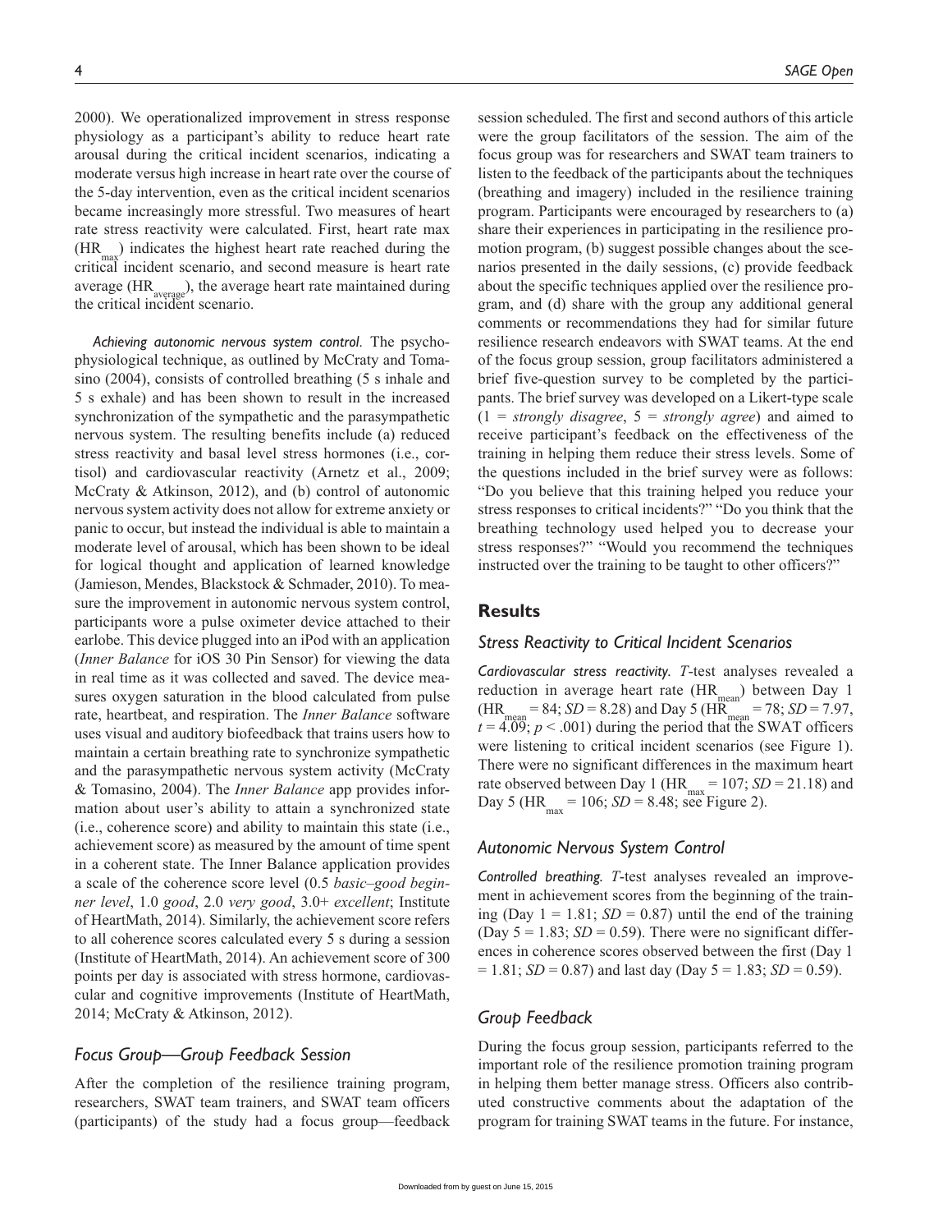2000). We operationalized improvement in stress response physiology as a participant's ability to reduce heart rate arousal during the critical incident scenarios, indicating a moderate versus high increase in heart rate over the course of the 5-day intervention, even as the critical incident scenarios became increasingly more stressful. Two measures of heart rate stress reactivity were calculated. First, heart rate max ($HR_{max}$) indicates the highest heart rate reached during the critical incident scenario, and second measure is heart rate average ($HR_{average}$), the average heart rate maintained during the critical incident scenario.

*Achieving autonomic nervous system control*. The psychophysiological technique, as outlined by McCraty and Tomasino (2004), consists of controlled breathing (5 s inhale and 5 s exhale) and has been shown to result in the increased synchronization of the sympathetic and the parasympathetic nervous system. The resulting benefits include (a) reduced stress reactivity and basal level stress hormones (i.e., cortisol) and cardiovascular reactivity (Arnetz et al., 2009; McCraty & Atkinson, 2012), and (b) control of autonomic nervous system activity does not allow for extreme anxiety or panic to occur, but instead the individual is able to maintain a moderate level of arousal, which has been shown to be ideal for logical thought and application of learned knowledge (Jamieson, Mendes, Blackstock & Schmader, 2010). To measure the improvement in autonomic nervous system control, participants wore a pulse oximeter device attached to their earlobe. This device plugged into an iPod with an application (*Inner Balance* for iOS 30 Pin Sensor) for viewing the data in real time as it was collected and saved. The device measures oxygen saturation in the blood calculated from pulse rate, heartbeat, and respiration. The *Inner Balance* software uses visual and auditory biofeedback that trains users how to maintain a certain breathing rate to synchronize sympathetic and the parasympathetic nervous system activity (McCraty & Tomasino, 2004). The *Inner Balance* app provides information about user's ability to attain a synchronized state (i.e., coherence score) and ability to maintain this state (i.e., achievement score) as measured by the amount of time spent in a coherent state. The Inner Balance application provides a scale of the coherence score level (0.5 *basic–good beginner level*, 1.0 *good*, 2.0 *very good*, 3.0+ *excellent*; Institute of HeartMath, 2014). Similarly, the achievement score refers to all coherence scores calculated every 5 s during a session (Institute of HeartMath, 2014). An achievement score of 300 points per day is associated with stress hormone, cardiovascular and cognitive improvements (Institute of HeartMath, 2014; McCraty & Atkinson, 2012).

### Focus Group—Group Feedback Session

After the completion of the resilience training program, researchers, SWAT team trainers, and SWAT team officers (participants) of the study had a focus group—feedback session scheduled. The first and second authors of this article were the group facilitators of the session. The aim of the focus group was for researchers and SWAT team trainers to listen to the feedback of the participants about the techniques (breathing and imagery) included in the resilience training program. Participants were encouraged by researchers to (a) share their experiences in participating in the resilience promotion program, (b) suggest possible changes about the scenarios presented in the daily sessions, (c) provide feedback about the specific techniques applied over the resilience program, and (d) share with the group any additional general comments or recommendations they had for similar future resilience research endeavors with SWAT teams. At the end of the focus group session, group facilitators administered a brief five-question survey to be completed by the participants. The brief survey was developed on a Likert-type scale (1 = *strongly disagree*, 5 = *strongly agree*) and aimed to receive participant's feedback on the effectiveness of the training in helping them reduce their stress levels. Some of the questions included in the brief survey were as follows: "Do you believe that this training helped you reduce your stress responses to critical incidents?" "Do you think that the breathing technology used helped you to decrease your stress responses?" "Would you recommend the techniques instructed over the training to be taught to other officers?"

## Results

### Stress Reactivity to Critical Incident Scenarios

*Cardiovascular stress reactivity*. *T*-test analyses revealed a reduction in average heart rate ($HR_{mean}$) between Day 1 ($HR_{mean}$ = 84; *SD* = 8.28) and Day 5 ($HR_{mean}$ = 78; *SD* = 7.97, $t = 4.09$; $p < .001$) during the period that the SWAT officers were listening to critical incident scenarios (see Figure 1). There were no significant differences in the maximum heart rate observed between Day 1 ($HR_{max}$ = 107; *SD* = 21.18) and Day 5 ($HR_{max}$ = 106; *SD* = 8.48; see Figure 2).

### Autonomic Nervous System Control

*Controlled breathing*. *T*-test analyses revealed an improvement in achievement scores from the beginning of the training (Day 1 = 1.81; *SD* = 0.87) until the end of the training (Day 5 = 1.83; *SD* = 0.59). There were no significant differences in coherence scores observed between the first (Day 1 = 1.81; *SD* = 0.87) and last day (Day 5 = 1.83; *SD* = 0.59).

### Group Feedback

During the focus group session, participants referred to the important role of the resilience promotion training program in helping them better manage stress. Officers also contributed constructive comments about the adaptation of the program for training SWAT teams in the future. For instance,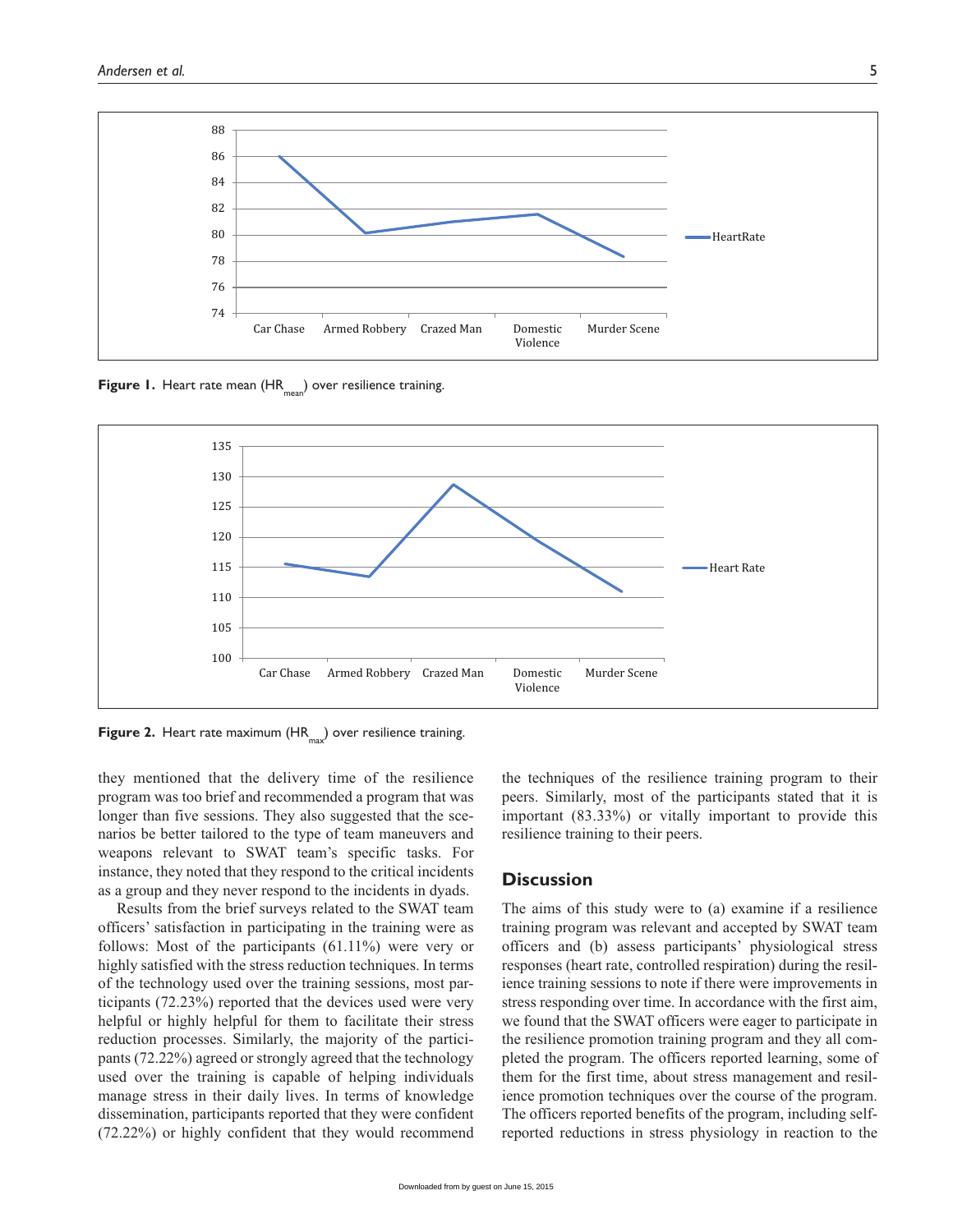Figure 1. Heart rate mean ($HR_{mean}$) over resilience training.

Figure 2. Heart rate maximum ($HR_{max}$) over resilience training.

they mentioned that the delivery time of the resilience program was too brief and recommended a program that was longer than five sessions. They also suggested that the scenarios be better tailored to the type of team maneuvers and weapons relevant to SWAT team's specific tasks. For instance, they noted that they respond to the critical incidents as a group and they never respond to the incidents in dyads.

Results from the brief surveys related to the SWAT team officers' satisfaction in participating in the training were as follows: Most of the participants (61.11%) were very or highly satisfied with the stress reduction techniques. In terms of the technology used over the training sessions, most participants (72.23%) reported that the devices used were very helpful or highly helpful for them to facilitate their stress reduction processes. Similarly, the majority of the participants (72.22%) agreed or strongly agreed that the technology used over the training is capable of helping individuals manage stress in their daily lives. In terms of knowledge dissemination, participants reported that they were confident (72.22%) or highly confident that they would recommend the techniques of the resilience training program to their peers. Similarly, most of the participants stated that it is important (83.33%) or vitally important to provide this resilience training to their peers.

## Discussion

The aims of this study were to (a) examine if a resilience training program was relevant and accepted by SWAT team officers and (b) assess participants' physiological stress responses (heart rate, controlled respiration) during the resilience training sessions to note if there were improvements in stress responding over time. In accordance with the first aim, we found that the SWAT officers were eager to participate in the resilience promotion training program and they all completed the program. The officers reported learning, some of them for the first time, about stress management and resilience promotion techniques over the course of the program. The officers reported benefits of the program, including self-reported reductions in stress physiology in reaction to the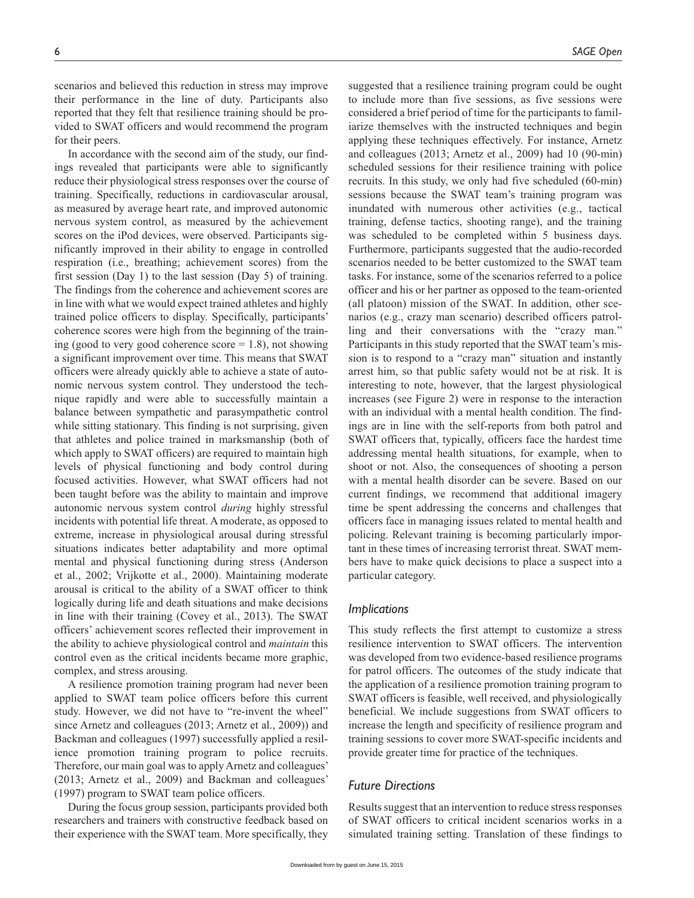scenarios and believed this reduction in stress may improve their performance in the line of duty. Participants also reported that they felt that resilience training should be provided to SWAT officers and would recommend the program for their peers.

In accordance with the second aim of the study, our findings revealed that participants were able to significantly reduce their physiological stress responses over the course of training. Specifically, reductions in cardiovascular arousal, as measured by average heart rate, and improved autonomic nervous system control, as measured by the achievement scores on the iPod devices, were observed. Participants significantly improved in their ability to engage in controlled respiration (i.e., breathing; achievement scores) from the first session (Day 1) to the last session (Day 5) of training. The findings from the coherence and achievement scores are in line with what we would expect trained athletes and highly trained police officers to display. Specifically, participants' coherence scores were high from the beginning of the training (good to very good coherence score = 1.8), not showing a significant improvement over time. This means that SWAT officers were already quickly able to achieve a state of autonomic nervous system control. They understood the technique rapidly and were able to successfully maintain a balance between sympathetic and parasympathetic control while sitting stationary. This finding is not surprising, given that athletes and police trained in marksmanship (both of which apply to SWAT officers) are required to maintain high levels of physical functioning and body control during focused activities. However, what SWAT officers had not been taught before was the ability to maintain and improve autonomic nervous system control *during* highly stressful incidents with potential life threat. A moderate, as opposed to extreme, increase in physiological arousal during stressful situations indicates better adaptability and more optimal mental and physical functioning during stress (Anderson et al., 2002; Vrijkotte et al., 2000). Maintaining moderate arousal is critical to the ability of a SWAT officer to think logically during life and death situations and make decisions in line with their training (Covey et al., 2013). The SWAT officers' achievement scores reflected their improvement in the ability to achieve physiological control and *maintain* this control even as the critical incidents became more graphic, complex, and stress arousing.

A resilience promotion training program had never been applied to SWAT team police officers before this current study. However, we did not have to "re-invent the wheel" since Arnetz and colleagues (2013; Arnetz et al., 2009)) and Backman and colleagues (1997) successfully applied a resilience promotion training program to police recruits. Therefore, our main goal was to apply Arnetz and colleagues' (2013; Arnetz et al., 2009) and Backman and colleagues' (1997) program to SWAT team police officers.

During the focus group session, participants provided both researchers and trainers with constructive feedback based on their experience with the SWAT team. More specifically, they suggested that a resilience training program could be ought to include more than five sessions, as five sessions were considered a brief period of time for the participants to familiarize themselves with the instructed techniques and begin applying these techniques effectively. For instance, Arnetz and colleagues (2013; Arnetz et al., 2009) had 10 (90-min) scheduled sessions for their resilience training with police recruits. In this study, we only had five scheduled (60-min) sessions because the SWAT team's training program was inundated with numerous other activities (e.g., tactical training, defense tactics, shooting range), and the training was scheduled to be completed within 5 business days. Furthermore, participants suggested that the audio-recorded scenarios needed to be better customized to the SWAT team tasks. For instance, some of the scenarios referred to a police officer and his or her partner as opposed to the team-oriented (all platoon) mission of the SWAT. In addition, other scenarios (e.g., crazy man scenario) described officers patrolling and their conversations with the "crazy man." Participants in this study reported that the SWAT team's mission is to respond to a "crazy man" situation and instantly arrest him, so that public safety would not be at risk. It is interesting to note, however, that the largest physiological increases (see Figure 2) were in response to the interaction with an individual with a mental health condition. The findings are in line with the self-reports from both patrol and SWAT officers that, typically, officers face the hardest time addressing mental health situations, for example, when to shoot or not. Also, the consequences of shooting a person with a mental health disorder can be severe. Based on our current findings, we recommend that additional imagery time be spent addressing the concerns and challenges that officers face in managing issues related to mental health and policing. Relevant training is becoming particularly important in these times of increasing terrorist threat. SWAT members have to make quick decisions to place a suspect into a particular category.

## Implications

This study reflects the first attempt to customize a stress resilience intervention to SWAT officers. The intervention was developed from two evidence-based resilience programs for patrol officers. The outcomes of the study indicate that the application of a resilience promotion training program to SWAT officers is feasible, well received, and physiologically beneficial. We include suggestions from SWAT officers to increase the length and specificity of resilience program and training sessions to cover more SWAT-specific incidents and provide greater time for practice of the techniques.

## Future Directions

Results suggest that an intervention to reduce stress responses of SWAT officers to critical incident scenarios works in a simulated training setting. Translation of these findings to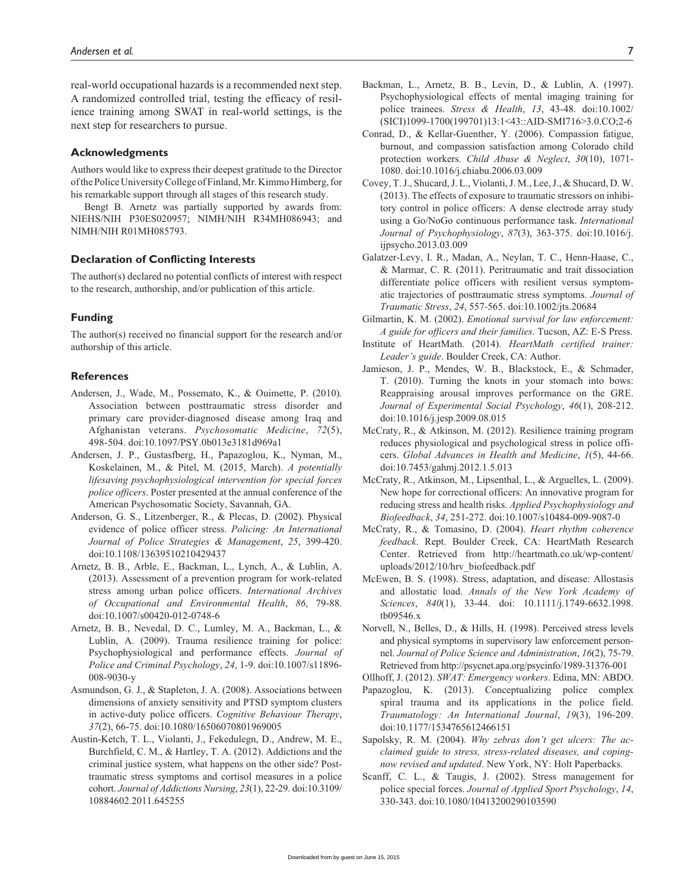real-world occupational hazards is a recommended next step. A randomized controlled trial, testing the efficacy of resilience training among SWAT in real-world settings, is the next step for researchers to pursue.

## Acknowledgments

Authors would like to express their deepest gratitude to the Director of the Police University College of Finland, Mr. Kimmo Himberg, for his remarkable support through all stages of this research study.

Bengt B. Arnetz was partially supported by awards from: NIEHS/NIH P30ES020957; NIMH/NIH R34MH086943; and NIMH/NIH R01MH085793.

## Declaration of Conflicting Interests

The author(s) declared no potential conflicts of interest with respect to the research, authorship, and/or publication of this article.

## Funding

The author(s) received no financial support for the research and/or authorship of this article.

## References

Andersen, J., Wade, M., Possemato, K., & Ouimette, P. (2010). Association between posttraumatic stress disorder and primary care provider-diagnosed disease among Iraq and Afghanistan veterans. *Psychosomatic Medicine*, *72*(5), 498-504. doi:10.1097/PSY.0b013e3181d969a1

Andersen, J. P., Gustasfberg, H., Papazoglou, K., Nyman, M., Koskelainen, M., & Pitel, M. (2015, March). *A potentially lifesaving psychophysiological intervention for special forces police officers*. Poster presented at the annual conference of the American Psychosomatic Society, Savannah, GA.

Anderson, G. S., Litzenberger, R., & Plecas, D. (2002). Physical evidence of police officer stress. *Policing: An International Journal of Police Strategies & Management*, *25*, 399-420. doi:10.1108/13639510210429437

Arnetz, B. B., Arble, E., Backman, L., Lynch, A., & Lublin, A. (2013). Assessment of a prevention program for work-related stress among urban police officers. *International Archives of Occupational and Environmental Health*, *86*, 79-88. doi:10.1007/s00420-012-0748-6

Arnetz, B. B., Nevedal, D. C., Lumley, M. A., Backman, L., & Lublin, A. (2009). Trauma resilience training for police: Psychophysiological and performance effects. *Journal of Police and Criminal Psychology*, *24*, 1-9. doi:10.1007/s11896-008-9030-y

Asmundson, G. J., & Stapleton, J. A. (2008). Associations between dimensions of anxiety sensitivity and PTSD symptom clusters in active-duty police officers. *Cognitive Behaviour Therapy*, *37*(2), 66-75. doi:10.1080/16506070801969005

Austin-Ketch, T. L., Violanti, J., Fekedulegn, D., Andrew, M. E., Burchfield, C. M., & Hartley, T. A. (2012). Addictions and the criminal justice system, what happens on the other side? Post-traumatic stress symptoms and cortisol measures in a police cohort. *Journal of Addictions Nursing*, *23*(1), 22-29. doi:10.3109/10884602.2011.645255

Backman, L., Arnetz, B. B., Levin, D., & Lublin, A. (1997). Psychophysiological effects of mental imaging training for police trainees. *Stress & Health*, *13*, 43-48. doi:10.1002/(SICI)1099-1700(199701)13:1<43::AID-SMI716>3.0.CO;2-6

Conrad, D., & Kellar-Guenther, Y. (2006). Compassion fatigue, burnout, and compassion satisfaction among Colorado child protection workers. *Child Abuse & Neglect*, *30*(10), 1071-1080. doi:10.1016/j.chiabu.2006.03.009

Covey, T. J., Shucard, J. L., Violanti, J. M., Lee, J., & Shucard, D. W. (2013). The effects of exposure to traumatic stressors on inhibitory control in police officers: A dense electrode array study using a Go/NoGo continuous performance task. *International Journal of Psychophysiology*, *87*(3), 363-375. doi:10.1016/j.ijpsycho.2013.03.009

Galatzer-Levy, I. R., Madan, A., Neylan, T. C., Henn-Haase, C., & Marmar, C. R. (2011). Peritraumatic and trait dissociation differentiate police officers with resilient versus symptomatic trajectories of posttraumatic stress symptoms. *Journal of Traumatic Stress*, *24*, 557-565. doi:10.1002/jts.20684

Gilmartin, K. M. (2002). *Emotional survival for law enforcement: A guide for officers and their families*. Tucson, AZ: E-S Press.

Institute of HeartMath. (2014). *HeartMath certified trainer: Leader's guide*. Boulder Creek, CA: Author.

Jamieson, J. P., Mendes, W. B., Blackstock, E., & Schmader, T. (2010). Turning the knots in your stomach into bows: Reappraising arousal improves performance on the GRE. *Journal of Experimental Social Psychology*, *46*(1), 208-212. doi:10.1016/j.jesp.2009.08.015

McCraty, R., & Atkinson, M. (2012). Resilience training program reduces physiological and psychological stress in police officers. *Global Advances in Health and Medicine*, *1*(5), 44-66. doi:10.7453/gahmj.2012.1.5.013

McCraty, R., Atkinson, M., Lipsenthal, L., & Arguelles, L. (2009). New hope for correctional officers: An innovative program for reducing stress and health risks. *Applied Psychophysiology and Biofeedback*, *34*, 251-272. doi:10.1007/s10484-009-9087-0

McCraty, R., & Tomasino, D. (2004). *Heart rhythm coherence feedback*. Rept. Boulder Creek, CA: HeartMath Research Center. Retrieved from http://heartmath.co.uk/wp-content/uploads/2012/10/hrv_biofeedback.pdf

McEwen, B. S. (1998). Stress, adaptation, and disease: Allostasis and allostatic load. *Annals of the New York Academy of Sciences*, *840*(1), 33-44. doi: 10.1111/j.1749-6632.1998.tb09546.x

Norvell, N., Belles, D., & Hills, H. (1998). Perceived stress levels and physical symptoms in supervisory law enforcement personnel. *Journal of Police Science and Administration*, *16*(2), 75-79. Retrieved from http://psycnet.apa.org/psycinfo/1989-31376-001

Ollhoff, J. (2012). *SWAT: Emergency workers*. Edina, MN: ABDO.

Papazoglou, K. (2013). Conceptualizing police complex spiral trauma and its applications in the police field. *Traumatology: An International Journal*, *19*(3), 196-209. doi:10.1177/1534765612466151

Sapolsky, R. M. (2004). *Why zebras don't get ulcers: The acclaimed guide to stress, stress-related diseases, and coping-now revised and updated*. New York, NY: Holt Paperbacks.

Scanff, C. L., & Taugis, J. (2002). Stress management for police special forces. *Journal of Applied Sport Psychology*, *14*, 330-343. doi:10.1080/10413200290103590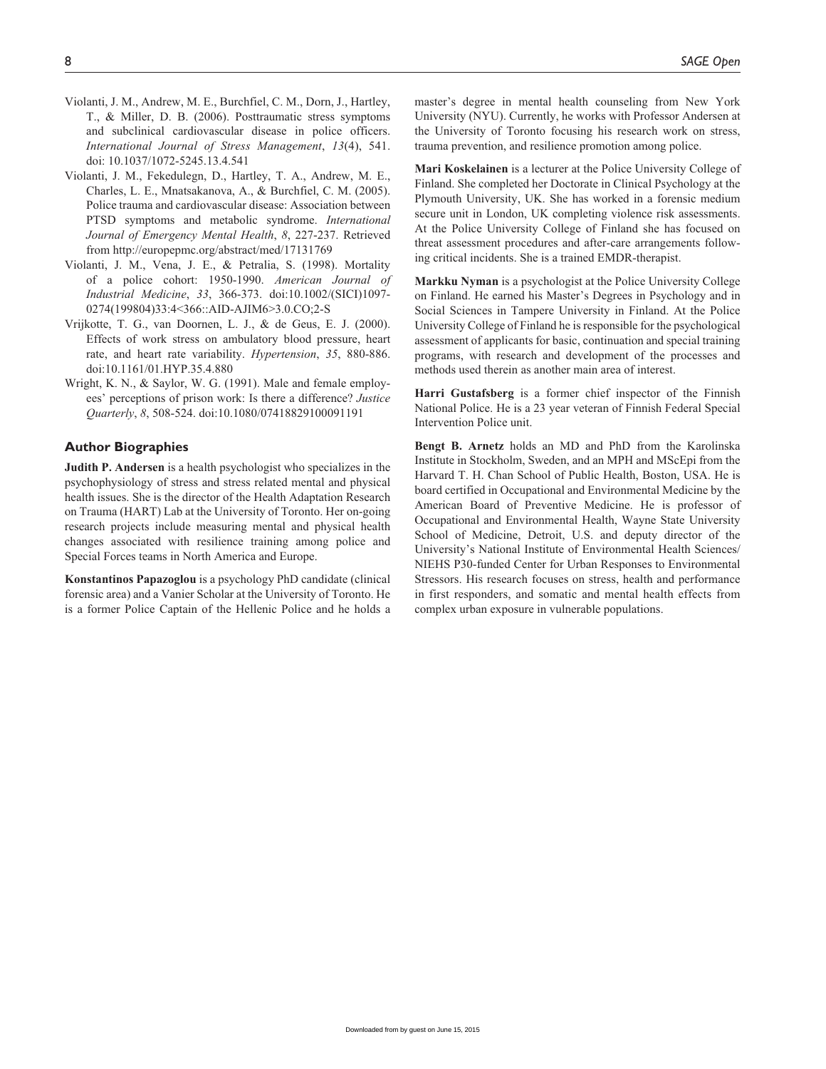Violanti, J. M., Andrew, M. E., Burchfiel, C. M., Dorn, J., Hartley, T., & Miller, D. B. (2006). Posttraumatic stress symptoms and subclinical cardiovascular disease in police officers. *International Journal of Stress Management*, *13*(4), 541. doi: 10.1037/1072-5245.13.4.541

Violanti, J. M., Fekedulegn, D., Hartley, T. A., Andrew, M. E., Charles, L. E., Mnatsakanova, A., & Burchfiel, C. M. (2005). Police trauma and cardiovascular disease: Association between PTSD symptoms and metabolic syndrome. *International Journal of Emergency Mental Health*, *8*, 227-237. Retrieved from http://europepmc.org/abstract/med/17131769

Violanti, J. M., Vena, J. E., & Petralia, S. (1998). Mortality of a police cohort: 1950-1990. *American Journal of Industrial Medicine*, *33*, 366-373. doi:10.1002/(SICI)1097-0274(199804)33:4<366::AID-AJIM6>3.0.CO;2-S

Vrijkotte, T. G., van Doornen, L. J., & de Geus, E. J. (2000). Effects of work stress on ambulatory blood pressure, heart rate, and heart rate variability. *Hypertension*, *35*, 880-886. doi:10.1161/01.HYP.35.4.880

Wright, K. N., & Saylor, W. G. (1991). Male and female employees' perceptions of prison work: Is there a difference? *Justice Quarterly*, *8*, 508-524. doi:10.1080/07418829100091191

## Author Biographies

**Judith P. Andersen** is a health psychologist who specializes in the psychophysiology of stress and stress related mental and physical health issues. She is the director of the Health Adaptation Research on Trauma (HART) Lab at the University of Toronto. Her on-going research projects include measuring mental and physical health changes associated with resilience training among police and Special Forces teams in North America and Europe.

**Konstantinos Papazoglou** is a psychology PhD candidate (clinical forensic area) and a Vanier Scholar at the University of Toronto. He is a former Police Captain of the Hellenic Police and he holds a master's degree in mental health counseling from New York University (NYU). Currently, he works with Professor Andersen at the University of Toronto focusing his research work on stress, trauma prevention, and resilience promotion among police.

**Mari Koskelainen** is a lecturer at the Police University College of Finland. She completed her Doctorate in Clinical Psychology at the Plymouth University, UK. She has worked in a forensic medium secure unit in London, UK completing violence risk assessments. At the Police University College of Finland she has focused on threat assessment procedures and after-care arrangements following critical incidents. She is a trained EMDR-therapist.

**Markku Nyman** is a psychologist at the Police University College on Finland. He earned his Master's Degrees in Psychology and in Social Sciences in Tampere University in Finland. At the Police University College of Finland he is responsible for the psychological assessment of applicants for basic, continuation and special training programs, with research and development of the processes and methods used therein as another main area of interest.

**Harri Gustafsberg** is a former chief inspector of the Finnish National Police. He is a 23 year veteran of Finnish Federal Special Intervention Police unit.

**Bengt B. Arnetz** holds an MD and PhD from the Karolinska Institute in Stockholm, Sweden, and an MPH and MScEpi from the Harvard T. H. Chan School of Public Health, Boston, USA. He is board certified in Occupational and Environmental Medicine by the American Board of Preventive Medicine. He is professor of Occupational and Environmental Health, Wayne State University School of Medicine, Detroit, U.S. and deputy director of the University's National Institute of Environmental Health Sciences/NIEHS P30-funded Center for Urban Responses to Environmental Stressors. His research focuses on stress, health and performance in first responders, and somatic and mental health effects from complex urban exposure in vulnerable populations.